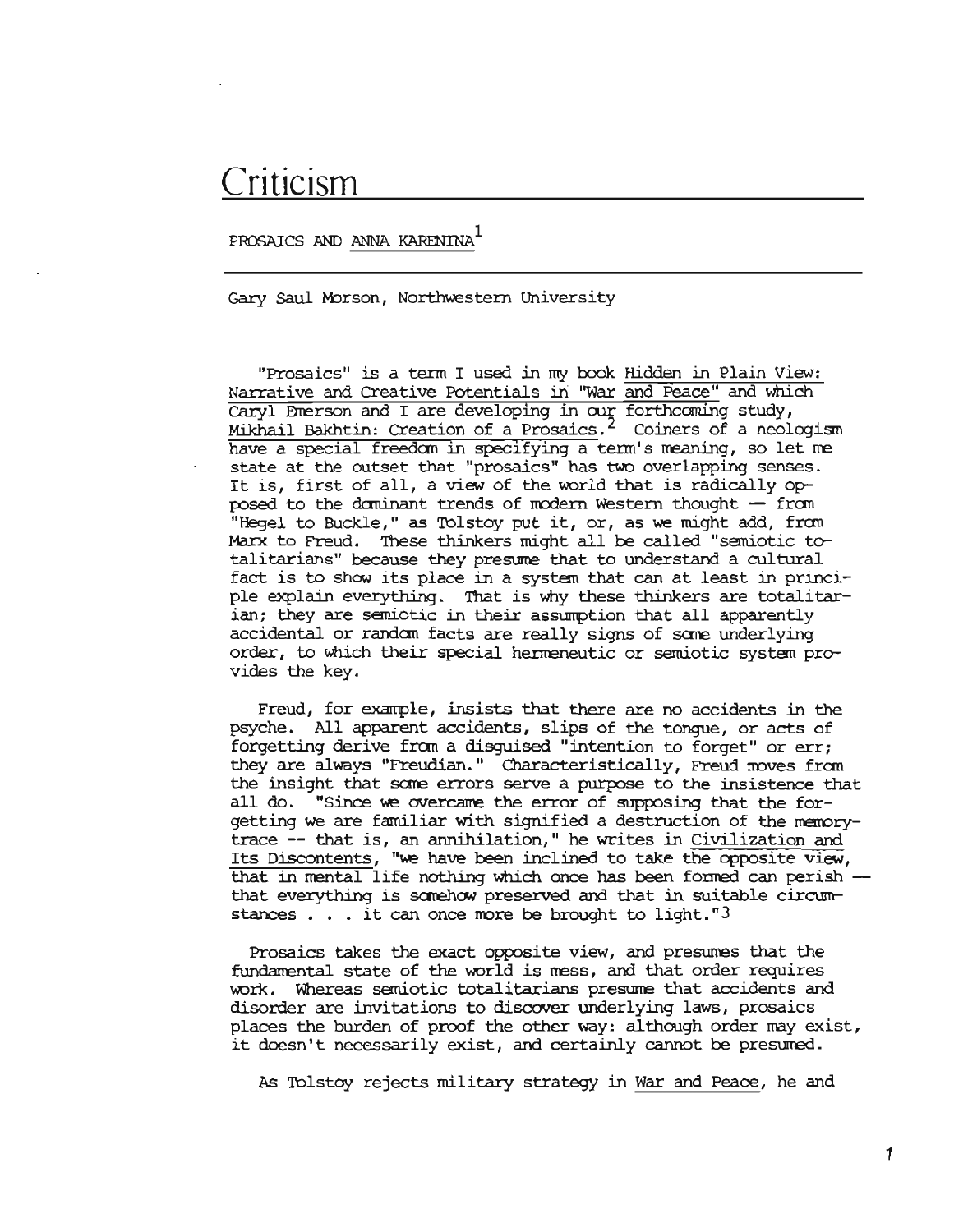# Criticism

## PROSAICS AND *ANNA KARENINA*[1]

Gary Saul Morson, Northwestern University

"Prosaics" is a term I used in my book *Hidden in Plain View: Narrative and Creative Potentials in "War and Peace"* and which Caryl Emerson and I are developing in our forthcoming study, *Mikhail Bakhtin: Creation of a Prosaics*.[2] Coiners of a neologism have a special freedom in specifying a term's meaning, so let me state at the outset that "prosaics" has two overlapping senses. It is, first of all, a view of the world that is radically opposed to the dominant trends of modern Western thought — from "Hegel to Buckle," as Tolstoy put it, or, as we might add, from Marx to Freud. These thinkers might all be called "semiotic totalitarians" because they presume that to understand a cultural fact is to show its place in a system that can at least in principle explain everything. That is why these thinkers are totalitarian; they are semiotic in their assumption that all apparently accidental or random facts are really signs of some underlying order, to which their special hermeneutic or semiotic system provides the key.

Freud, for example, insists that there are no accidents in the psyche. All apparent accidents, slips of the tongue, or acts of forgetting derive from a disguised "intention to forget" or err; they are always "Freudian." Characteristically, Freud moves from the insight that some errors serve a purpose to the insistence that all do. "Since we overcame the error of supposing that the forgetting we are familiar with signified a destruction of the memory-trace -- that is, an annihilation," he writes in *Civilization and Its Discontents*, "we have been inclined to take the opposite view, that in mental life nothing which once has been formed can perish — that everything is somehow preserved and that in suitable circumstances . . . it can once more be brought to light."[3]

Prosaics takes the exact opposite view, and presumes that the fundamental state of the world is mess, and that order requires work. Whereas semiotic totalitarians presume that accidents and disorder are invitations to discover underlying laws, prosaics places the burden of proof the other way: although order may exist, it doesn't necessarily exist, and certainly cannot be presumed.

As Tolstoy rejects military strategy in *War and Peace*, he and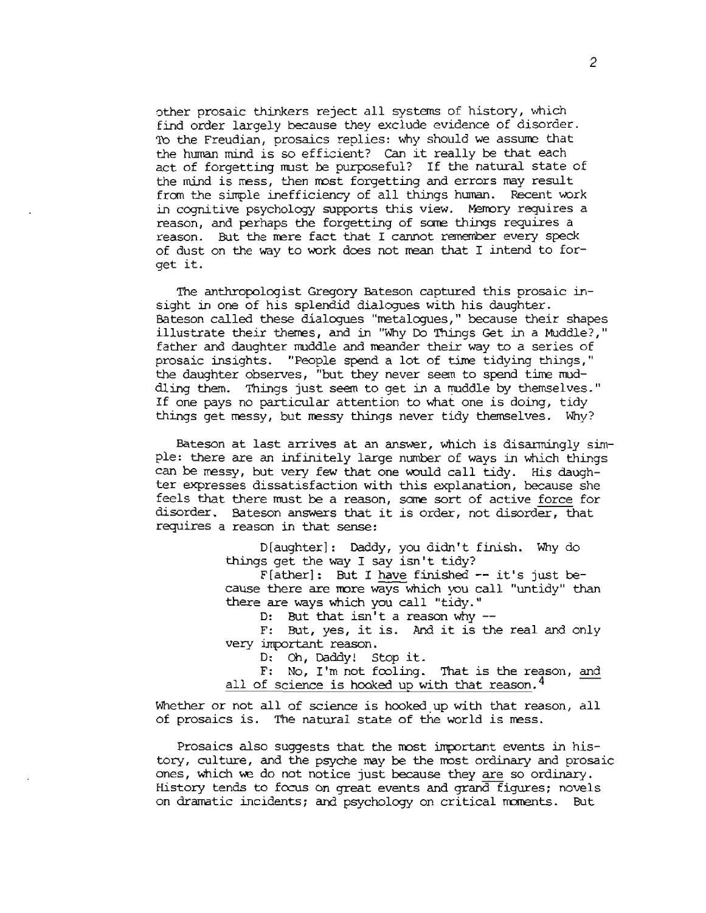other prosaic thinkers reject all systems of history, which find order largely because they exclude evidence of disorder. To the Freudian, prosaics replies: why should we assume that the human mind is so efficient? Can it really be that each act of forgetting must be purposeful? If the natural state of the mind is mess, then most forgetting and errors may result from the simple inefficiency of all things human. Recent work in cognitive psychology supports this view. Memory requires a reason, and perhaps the forgetting of some things requires a reason. But the mere fact that I cannot remember every speck of dust on the way to work does not mean that I intend to forget it.

The anthropologist Gregory Bateson captured this prosaic insight in one of his splendid dialogues with his daughter. Bateson called these dialogues "metalogues," because their shapes illustrate their themes, and in "Why Do Things Get in a Muddle?," father and daughter muddle and meander their way to a series of prosaic insights. "People spend a lot of time tidying things," the daughter observes, "but they never seem to spend time muddling them. Things just seem to get in a muddle by themselves." If one pays no particular attention to what one is doing, tidy things get messy, but messy things never tidy themselves. Why?

Bateson at last arrives at an answer, which is disarmingly simple: there are an infinitely large number of ways in which things can be messy, but very few that one would call tidy. His daughter expresses dissatisfaction with this explanation, because she feels that there must be a reason, some sort of active <u>force</u> for disorder. Bateson answers that it is order, not disorder, that requires a reason in that sense:

> D[aughter]: Daddy, you didn't finish. Why do things get the way I say isn't tidy?
>
> F[ather]: But I <u>have</u> finished -- it's just because there are more ways which you call "untidy" than there are ways which you call "tidy."
>
> D: But that isn't a reason why --
>
> F: But, yes, it is. And it is the real and only very important reason.
>
> D: Oh, Daddy! Stop it.
>
> F: No, I'm not fooling. That is the reason, <u>and all of science is hooked up with that reason.</u>[4]

Whether or not all of science is hooked up with that reason, all of prosaics is. The natural state of the world is mess.

Prosaics also suggests that the most important events in history, culture, and the psyche may be the most ordinary and prosaic ones, which we do not notice just because they <u>are</u> so ordinary. History tends to focus on great events and grand figures; novels on dramatic incidents; and psychology on critical moments. But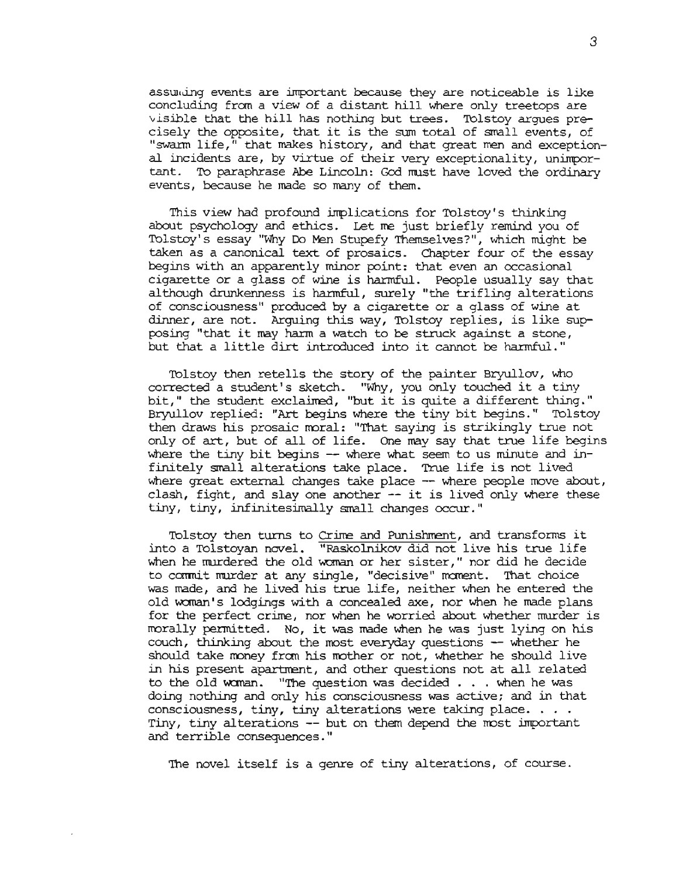assuming events are important because they are noticeable is like concluding from a view of a distant hill where only treetops are visible that the hill has nothing but trees. Tolstoy argues precisely the opposite, that it is the sum total of small events, of "swarm life," that makes history, and that great men and exceptional incidents are, by virtue of their very exceptionality, unimportant. To paraphrase Abe Lincoln: God must have loved the ordinary events, because he made so many of them.

This view had profound implications for Tolstoy's thinking about psychology and ethics. Let me just briefly remind you of Tolstoy's essay "Why Do Men Stupefy Themselves?", which might be taken as a canonical text of prosaics. Chapter four of the essay begins with an apparently minor point: that even an occasional cigarette or a glass of wine is harmful. People usually say that although drunkenness is harmful, surely "the trifling alterations of consciousness" produced by a cigarette or a glass of wine at dinner, are not. Arguing this way, Tolstoy replies, is like supposing "that it may harm a watch to be struck against a stone, but that a little dirt introduced into it cannot be harmful."

Tolstoy then retells the story of the painter Bryullov, who corrected a student's sketch. "Why, you only touched it a tiny bit," the student exclaimed, "but it is quite a different thing." Bryullov replied: "Art begins where the tiny bit begins." Tolstoy then draws his prosaic moral: "That saying is strikingly true not only of art, but of all of life. One may say that true life begins where the tiny bit begins -- where what seem to us minute and infinitely small alterations take place. True life is not lived where great external changes take place -- where people move about, clash, fight, and slay one another -- it is lived only where these tiny, tiny, infinitesimally small changes occur."

Tolstoy then turns to Crime and Punishment, and transforms it into a Tolstoyan novel. "Raskolnikov did not live his true life when he murdered the old woman or her sister," nor did he decide to commit murder at any single, "decisive" moment. That choice was made, and he lived his true life, neither when he entered the old woman's lodgings with a concealed axe, nor when he made plans for the perfect crime, nor when he worried about whether murder is morally permitted. No, it was made when he was just lying on his couch, thinking about the most everyday questions -- whether he should take money from his mother or not, whether he should live in his present apartment, and other questions not at all related to the old woman. "The question was decided . . . when he was doing nothing and only his consciousness was active; and in that consciousness, tiny, tiny alterations were taking place. . . . Tiny, tiny alterations -- but on them depend the most important and terrible consequences."

The novel itself is a genre of tiny alterations, of course.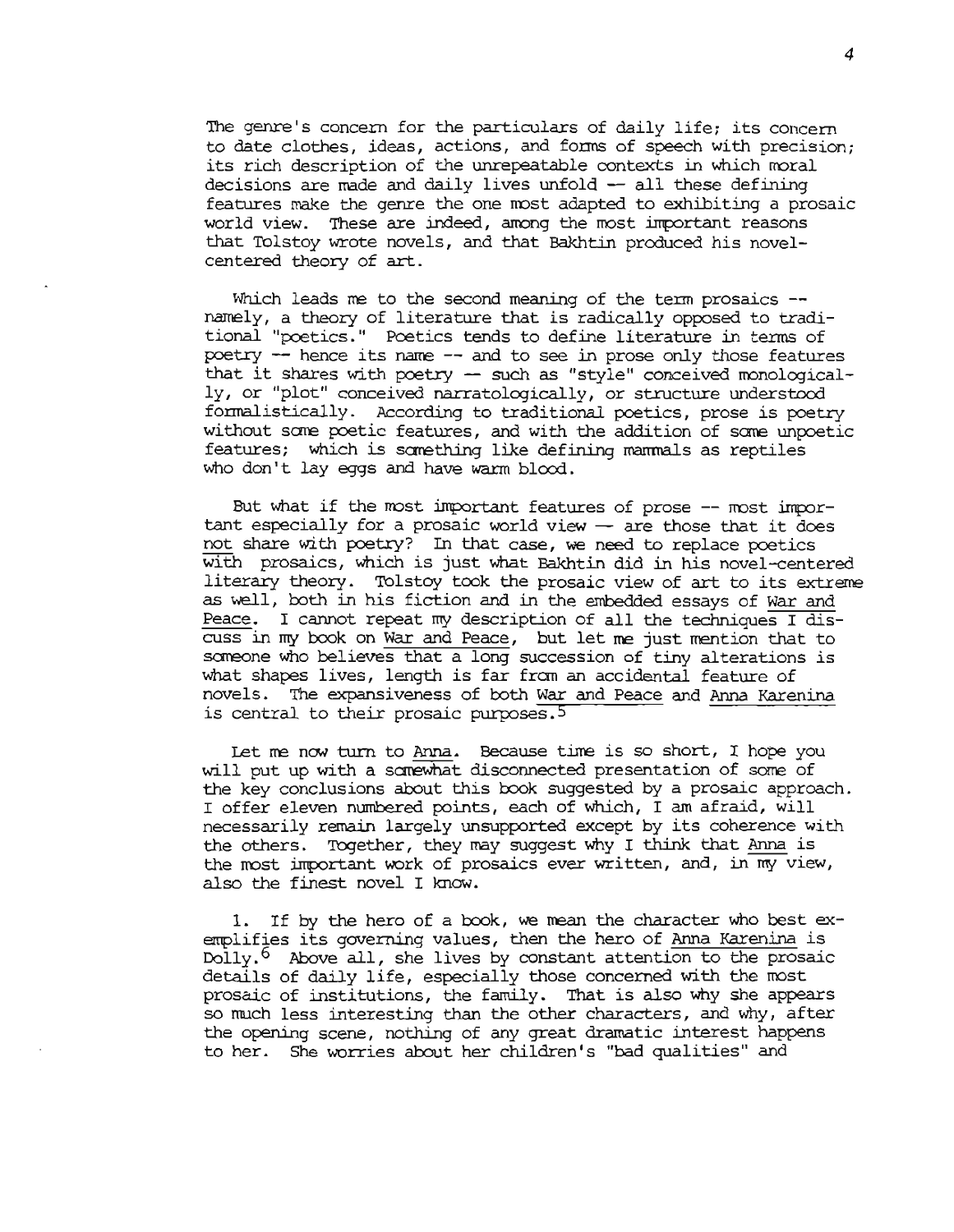The genre's concern for the particulars of daily life; its concern to date clothes, ideas, actions, and forms of speech with precision; its rich description of the unrepeatable contexts in which moral decisions are made and daily lives unfold -- all these defining features make the genre the one most adapted to exhibiting a prosaic world view. These are indeed, among the most important reasons that Tolstoy wrote novels, and that Bakhtin produced his novel-centered theory of art.

Which leads me to the second meaning of the term prosaics -- namely, a theory of literature that is radically opposed to traditional "poetics." Poetics tends to define literature in terms of poetry -- hence its name -- and to see in prose only those features that it shares with poetry -- such as "style" conceived monologically, or "plot" conceived narratologically, or structure understood formalistically. According to traditional poetics, prose is poetry without some poetic features, and with the addition of some unpoetic features; which is something like defining mammals as reptiles who don't lay eggs and have warm blood.

But what if the most important features of prose -- most important especially for a prosaic world view -- are those that it does not share with poetry? In that case, we need to replace poetics with prosaics, which is just what Bakhtin did in his novel-centered literary theory. Tolstoy took the prosaic view of art to its extreme as well, both in his fiction and in the embedded essays of War and Peace. I cannot repeat my description of all the techniques I discuss in my book on War and Peace, but let me just mention that to someone who believes that a long succession of tiny alterations is what shapes lives, length is far from an accidental feature of novels. The expansiveness of both War and Peace and Anna Karenina is central to their prosaic purposes.[5]

Let me now turn to Anna. Because time is so short, I hope you will put up with a somewhat disconnected presentation of some of the key conclusions about this book suggested by a prosaic approach. I offer eleven numbered points, each of which, I am afraid, will necessarily remain largely unsupported except by its coherence with the others. Together, they may suggest why I think that Anna is the most important work of prosaics ever written, and, in my view, also the finest novel I know.

1. If by the hero of a book, we mean the character who best exemplifies its governing values, then the hero of Anna Karenina is Dolly.[6] Above all, she lives by constant attention to the prosaic details of daily life, especially those concerned with the most prosaic of institutions, the family. That is also why she appears so much less interesting than the other characters, and why, after the opening scene, nothing of any great dramatic interest happens to her. She worries about her children's "bad qualities" and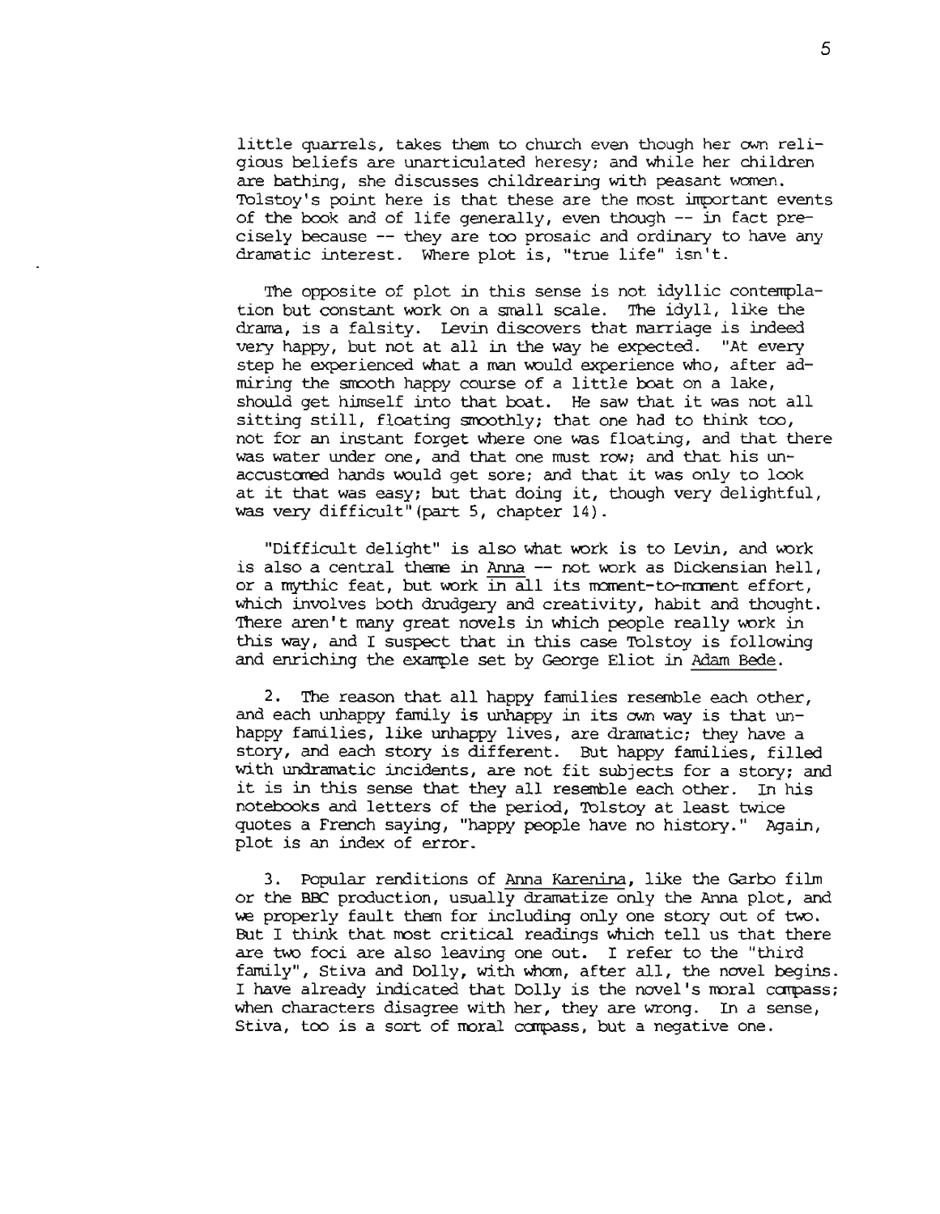little quarrels, takes them to church even though her own religious beliefs are unarticulated heresy; and while her children are bathing, she discusses childrearing with peasant women. Tolstoy's point here is that these are the most important events of the book and of life generally, even though -- in fact precisely because -- they are too prosaic and ordinary to have any dramatic interest. Where plot is, "true life" isn't.

The opposite of plot in this sense is not idyllic contemplation but constant work on a small scale. The idyll, like the drama, is a falsity. Levin discovers that marriage is indeed very happy, but not at all in the way he expected. "At every step he experienced what a man would experience who, after admiring the smooth happy course of a little boat on a lake, should get himself into that boat. He saw that it was not all sitting still, floating smoothly; that one had to think too, not for an instant forget where one was floating, and that there was water under one, and that one must row; and that his unaccustomed hands would get sore; and that it was only to look at it that was easy; but that doing it, though very delightful, was very difficult"(part 5, chapter 14).

"Difficult delight" is also what work is to Levin, and work is also a central theme in Anna -- not work as Dickensian hell, or a mythic feat, but work in all its moment-to-moment effort, which involves both drudgery and creativity, habit and thought. There aren't many great novels in which people really work in this way, and I suspect that in this case Tolstoy is following and enriching the example set by George Eliot in Adam Bede.

2. The reason that all happy families resemble each other, and each unhappy family is unhappy in its own way is that unhappy families, like unhappy lives, are dramatic; they have a story, and each story is different. But happy families, filled with undramatic incidents, are not fit subjects for a story; and it is in this sense that they all resemble each other. In his notebooks and letters of the period, Tolstoy at least twice quotes a French saying, "happy people have no history." Again, plot is an index of error.

3. Popular renditions of Anna Karenina, like the Garbo film or the BBC production, usually dramatize only the Anna plot, and we properly fault them for including only one story out of two. But I think that most critical readings which tell us that there are two foci are also leaving one out. I refer to the "third family", Stiva and Dolly, with whom, after all, the novel begins. I have already indicated that Dolly is the novel's moral compass; when characters disagree with her, they are wrong. In a sense, Stiva, too is a sort of moral compass, but a negative one.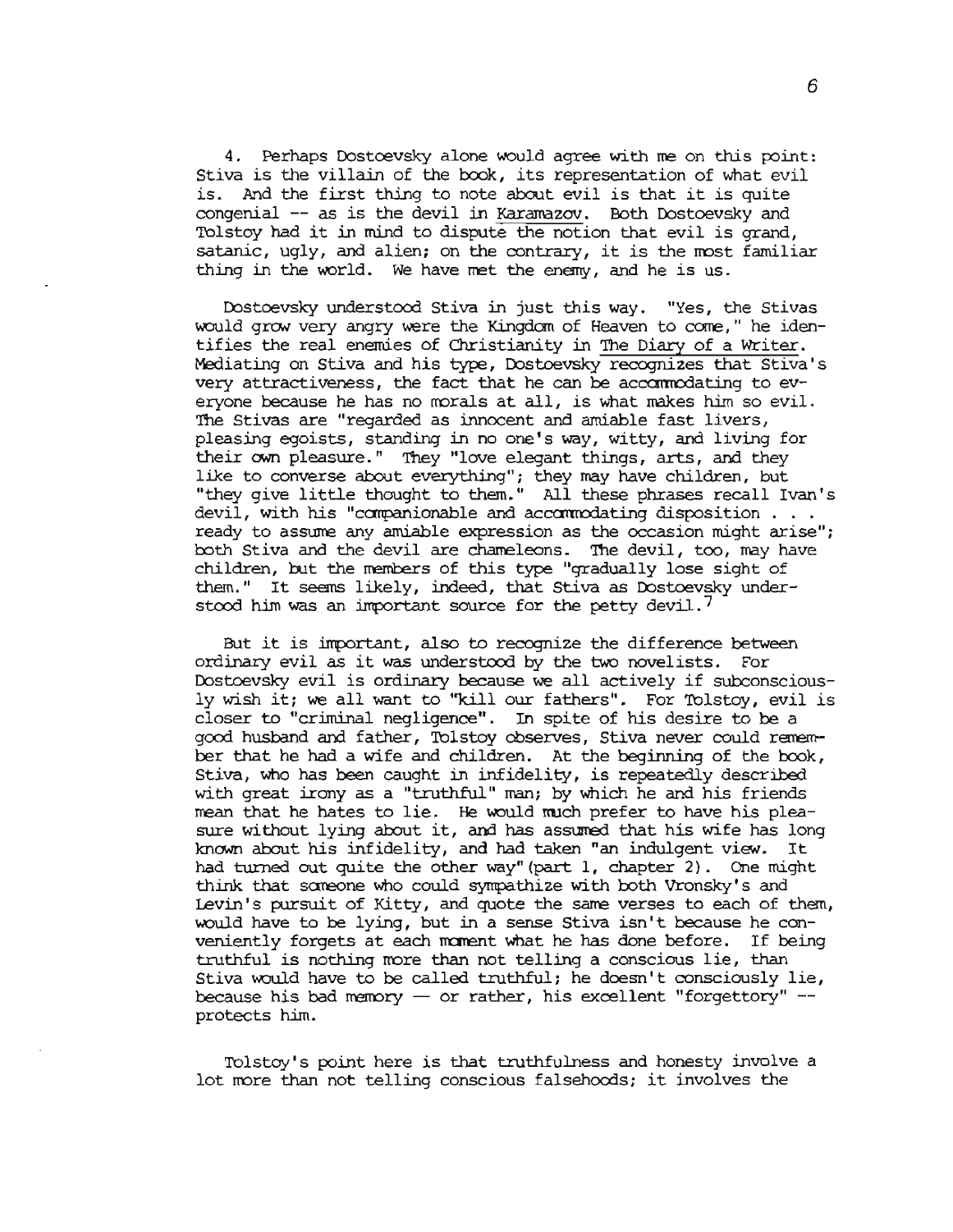4. Perhaps Dostoevsky alone would agree with me on this point: Stiva is the villain of the book, its representation of what evil is. And the first thing to note about evil is that it is quite congenial -- as is the devil in Karamazov. Both Dostoevsky and Tolstoy had it in mind to dispute the notion that evil is grand, satanic, ugly, and alien; on the contrary, it is the most familiar thing in the world. We have met the enemy, and he is us.

Dostoevsky understood Stiva in just this way. "Yes, the Stivas would grow very angry were the Kingdom of Heaven to come," he identifies the real enemies of Christianity in The Diary of a Writer. Mediating on Stiva and his type, Dostoevsky recognizes that Stiva's very attractiveness, the fact that he can be accommodating to everyone because he has no morals at all, is what makes him so evil. The Stivas are "regarded as innocent and amiable fast livers, pleasing egoists, standing in no one's way, witty, and living for their own pleasure." They "love elegant things, arts, and they like to converse about everything"; they may have children, but "they give little thought to them." All these phrases recall Ivan's devil, with his "companionable and accommodating disposition . . . ready to assume any amiable expression as the occasion might arise"; both Stiva and the devil are chameleons. The devil, too, may have children, but the members of this type "gradually lose sight of them." It seems likely, indeed, that Stiva as Dostoevsky understood him was an important source for the petty devil.[7]

But it is important, also to recognize the difference between ordinary evil as it was understood by the two novelists. For Dostoevsky evil is ordinary because we all actively if subconsciously wish it; we all want to "kill our fathers". For Tolstoy, evil is closer to "criminal negligence". In spite of his desire to be a good husband and father, Tolstoy observes, Stiva never could remember that he had a wife and children. At the beginning of the book, Stiva, who has been caught in infidelity, is repeatedly described with great irony as a "truthful" man; by which he and his friends mean that he hates to lie. He would much prefer to have his pleasure without lying about it, and has assumed that his wife has long known about his infidelity, and had taken "an indulgent view. It had turned out quite the other way"(part 1, chapter 2). One might think that someone who could sympathize with both Vronsky's and Levin's pursuit of Kitty, and quote the same verses to each of them, would have to be lying, but in a sense Stiva isn't because he conveniently forgets at each moment what he has done before. If being truthful is nothing more than not telling a conscious lie, than Stiva would have to be called truthful; he doesn't consciously lie, because his bad memory — or rather, his excellent "forgettory" -- protects him.

Tolstoy's point here is that truthfulness and honesty involve a lot more than not telling conscious falsehoods; it involves the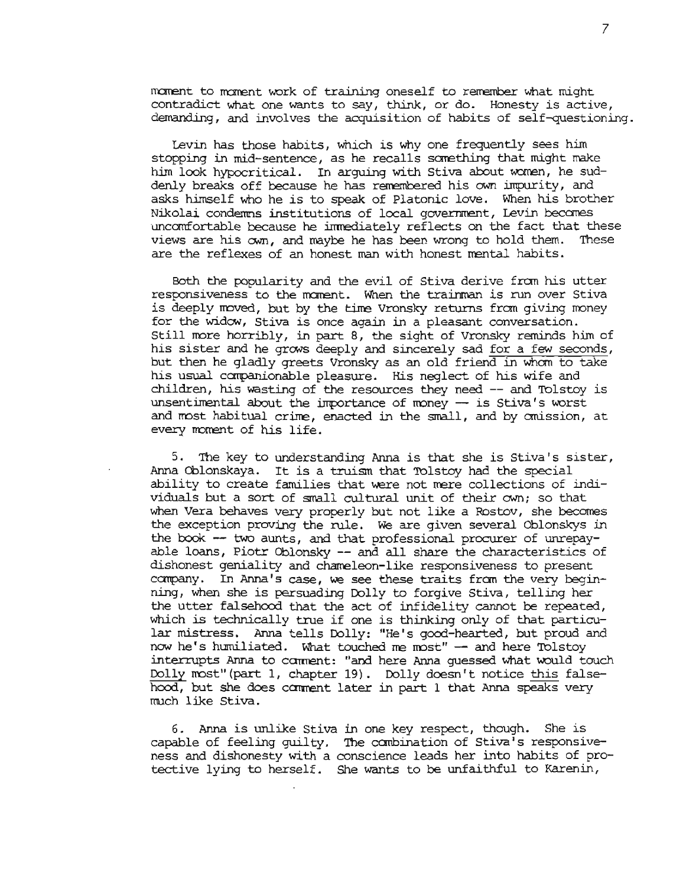moment to moment work of training oneself to remember what might contradict what one wants to say, think, or do. Honesty is active, demanding, and involves the acquisition of habits of self-questioning.

Levin has those habits, which is why one frequently sees him stopping in mid-sentence, as he recalls something that might make him look hypocritical. In arguing with Stiva about women, he suddenly breaks off because he has remembered his own impurity, and asks himself who he is to speak of Platonic love. When his brother Nikolai condemns institutions of local government, Levin becomes uncomfortable because he immediately reflects on the fact that these views are his own, and maybe he has been wrong to hold them. These are the reflexes of an honest man with honest mental habits.

Both the popularity and the evil of Stiva derive from his utter responsiveness to the moment. When the trainman is run over Stiva is deeply moved, but by the time Vronsky returns from giving money for the widow, Stiva is once again in a pleasant conversation. Still more horribly, in part 8, the sight of Vronsky reminds him of his sister and he grows deeply and sincerely sad <u>for a few seconds</u>, but then he gladly greets Vronsky as an old friend in whom to take his usual companionable pleasure. His neglect of his wife and children, his wasting of the resources they need -- and Tolstoy is unsentimental about the importance of money -- is Stiva's worst and most habitual crime, enacted in the small, and by omission, at every moment of his life.

5. The key to understanding Anna is that she is Stiva's sister, Anna Oblonskaya. It is a truism that Tolstoy had the special ability to create families that were not mere collections of individuals but a sort of small cultural unit of their own; so that when Vera behaves very properly but not like a Rostov, she becomes the exception proving the rule. We are given several Oblonskys in the book -- two aunts, and that professional procurer of unrepayable loans, Piotr Oblonsky -- and all share the characteristics of dishonest geniality and chameleon-like responsiveness to present company. In Anna's case, we see these traits from the very beginning, when she is persuading Dolly to forgive Stiva, telling her the utter falsehood that the act of infidelity cannot be repeated, which is technically true if one is thinking only of that particular mistress. Anna tells Dolly: "He's good-hearted, but proud and now he's humiliated. What touched me most" -- and here Tolstoy interrupts Anna to comment: "and here Anna guessed what would touch <u>Dolly</u> most"(part 1, chapter 19). Dolly doesn't notice <u>this</u> falsehood, but she does comment later in part 1 that Anna speaks very much like Stiva.

6. Anna is unlike Stiva in one key respect, though. She is capable of feeling guilty. The combination of Stiva's responsiveness and dishonesty with a conscience leads her into habits of protective lying to herself. She wants to be unfaithful to Karenin,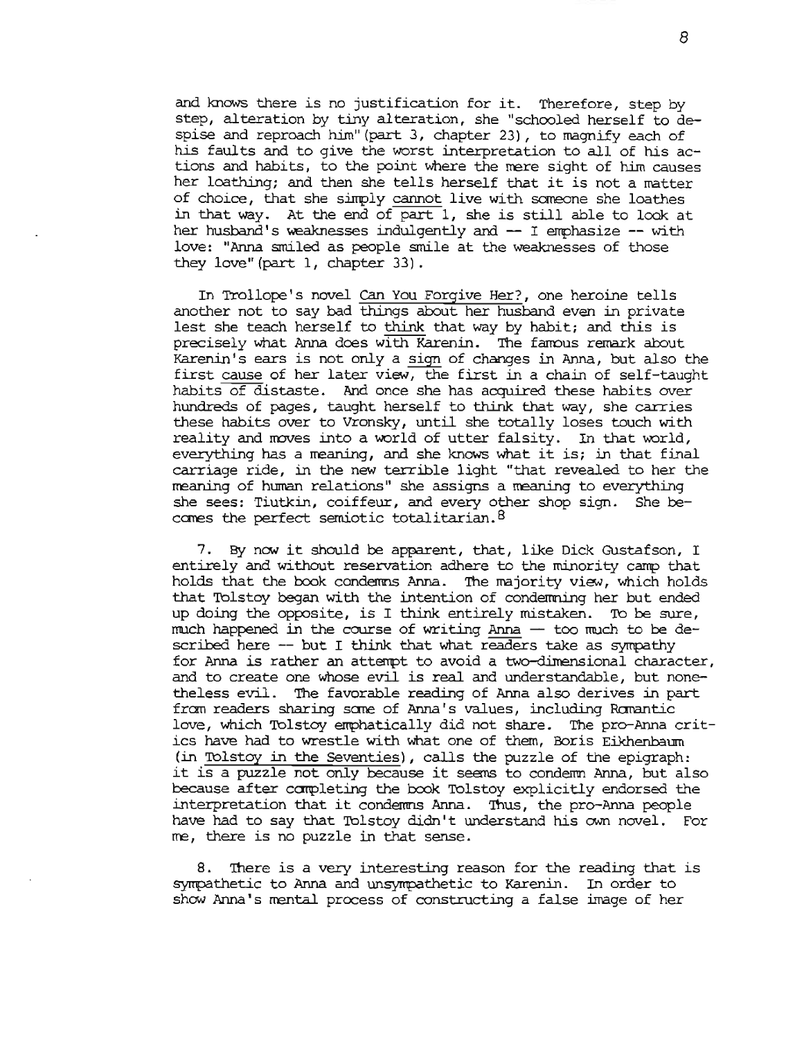and knows there is no justification for it. Therefore, step by step, alteration by tiny alteration, she "schooled herself to despise and reproach him" (part 3, chapter 23), to magnify each of his faults and to give the worst interpretation to all of his actions and habits, to the point where the mere sight of him causes her loathing; and then she tells herself that it is not a matter of choice, that she simply _cannot_ live with someone she loathes in that way. At the end of part 1, she is still able to look at her husband's weaknesses indulgently and -- I emphasize -- with love: "Anna smiled as people smile at the weaknesses of those they love" (part 1, chapter 33).

In Trollope's novel _Can You Forgive Her?_, one heroine tells another not to say bad things about her husband even in private lest she teach herself to _think_ that way by habit; and this is precisely what Anna does with Karenin. The famous remark about Karenin's ears is not only a _sign_ of changes in Anna, but also the first _cause_ of her later view, the first in a chain of self-taught habits of distaste. And once she has acquired these habits over hundreds of pages, taught herself to think that way, she carries these habits over to Vronsky, until she totally loses touch with reality and moves into a world of utter falsity. In that world, everything has a meaning, and she knows what it is; in that final carriage ride, in the new terrible light "that revealed to her the meaning of human relations" she assigns a meaning to everything she sees: Tiutkin, coiffeur, and every other shop sign. She becomes the perfect semiotic totalitarian.[8]

7. By now it should be apparent, that, like Dick Gustafson, I entirely and without reservation adhere to the minority camp that holds that the book condemns Anna. The majority view, which holds that Tolstoy began with the intention of condemning her but ended up doing the opposite, is I think entirely mistaken. To be sure, much happened in the course of writing _Anna_ -- too much to be described here -- but I think that what readers take as sympathy for Anna is rather an attempt to avoid a two-dimensional character, and to create one whose evil is real and understandable, but nonetheless evil. The favorable reading of Anna also derives in part from readers sharing some of Anna's values, including Romantic love, which Tolstoy emphatically did not share. The pro-Anna critics have had to wrestle with what one of them, Boris Eikhenbaum (in _Tolstoy in the Seventies_), calls the puzzle of the epigraph: it is a puzzle not only because it seems to condemn Anna, but also because after completing the book Tolstoy explicitly endorsed the interpretation that it condemns Anna. Thus, the pro-Anna people have had to say that Tolstoy didn't understand his own novel. For me, there is no puzzle in that sense.

8. There is a very interesting reason for the reading that is sympathetic to Anna and unsympathetic to Karenin. In order to show Anna's mental process of constructing a false image of her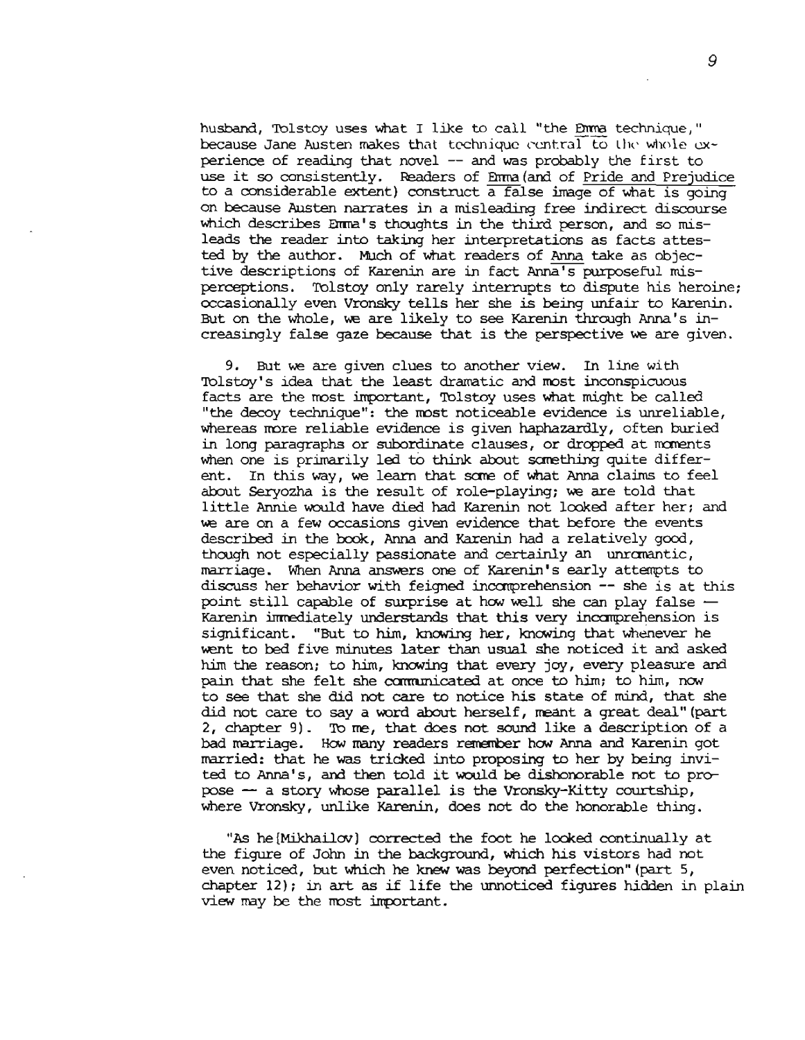husband, Tolstoy uses what I like to call "the *Emma* technique," because Jane Austen makes that technique central to the whole experience of reading that novel -- and was probably the first to use it so consistently. Readers of *Emma* (and of *Pride and Prejudice* to a considerable extent) construct a false image of what is going on because Austen narrates in a misleading free indirect discourse which describes Emma's thoughts in the third person, and so misleads the reader into taking her interpretations as facts attested by the author. Much of what readers of *Anna* take as objective descriptions of Karenin are in fact Anna's purposeful misperceptions. Tolstoy only rarely interrupts to dispute his heroine; occasionally even Vronsky tells her she is being unfair to Karenin. But on the whole, we are likely to see Karenin through Anna's increasingly false gaze because that is the perspective we are given.

9. But we are given clues to another view. In line with Tolstoy's idea that the least dramatic and most inconspicuous facts are the most important, Tolstoy uses what might be called "the decoy technique": the most noticeable evidence is unreliable, whereas more reliable evidence is given haphazardly, often buried in long paragraphs or subordinate clauses, or dropped at moments when one is primarily led to think about something quite different. In this way, we learn that some of what Anna claims to feel about Seryozha is the result of role-playing; we are told that little Annie would have died had Karenin not looked after her; and we are on a few occasions given evidence that before the events described in the book, Anna and Karenin had a relatively good, though not especially passionate and certainly an unromantic, marriage. When Anna answers one of Karenin's early attempts to discuss her behavior with feigned incomprehension -- she is at this point still capable of surprise at how well she can play false -- Karenin immediately understands that this very incomprehension is significant. "But to him, knowing her, knowing that whenever he went to bed five minutes later than usual she noticed it and asked him the reason; to him, knowing that every joy, every pleasure and pain that she felt she communicated at once to him; to him, now to see that she did not care to notice his state of mind, that she did not care to say a word about herself, meant a great deal" (part 2, chapter 9). To me, that does not sound like a description of a bad marriage. How many readers remember how Anna and Karenin got married: that he was tricked into proposing to her by being invited to Anna's, and then told it would be dishonorable not to propose -- a story whose parallel is the Vronsky-Kitty courtship, where Vronsky, unlike Karenin, does not do the honorable thing.

"As he [Mikhailov] corrected the foot he looked continually at the figure of John in the background, which his vistors had not even noticed, but which he knew was beyond perfection" (part 5, chapter 12); in art as if life the unnoticed figures hidden in plain view may be the most important.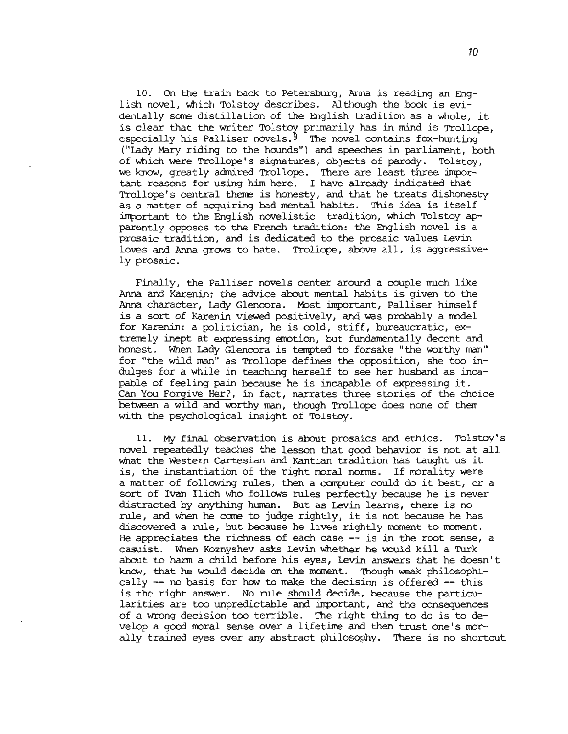10. On the train back to Petersburg, Anna is reading an English novel, which Tolstoy describes. Although the book is evidentally some distillation of the English tradition as a whole, it is clear that the writer Tolstoy primarily has in mind is Trollope, especially his Palliser novels.[9] The novel contains fox-hunting ("Lady Mary riding to the hounds") and speeches in parliament, both of which were Trollope's signatures, objects of parody. Tolstoy, we know, greatly admired Trollope. There are least three important reasons for using him here. I have already indicated that Trollope's central theme is honesty, and that he treats dishonesty as a matter of acquiring bad mental habits. This idea is itself important to the English novelistic tradition, which Tolstoy apparently opposes to the French tradition: the English novel is a prosaic tradition, and is dedicated to the prosaic values Levin loves and Anna grows to hate. Trollope, above all, is aggressively prosaic.

Finally, the Palliser novels center around a couple much like Anna and Karenin; the advice about mental habits is given to the Anna character, Lady Glencora. Most important, Palliser himself is a sort of Karenin viewed positively, and was probably a model for Karenin: a politician, he is cold, stiff, bureaucratic, extremely inept at expressing emotion, but fundamentally decent and honest. When Lady Glencora is tempted to forsake "the worthy man" for "the wild man" as Trollope defines the opposition, she too indulges for a while in teaching herself to see her husband as incapable of feeling pain because he is incapable of expressing it. Can You Forgive Her?, in fact, narrates three stories of the choice between a wild and worthy man, though Trollope does none of them with the psychological insight of Tolstoy.

11. My final observation is about prosaics and ethics. Tolstoy's novel repeatedly teaches the lesson that good behavior is not at all what the Western Cartesian and Kantian tradition has taught us it is, the instantiation of the right moral norms. If morality were a matter of following rules, then a computer could do it best, or a sort of Ivan Ilich who follows rules perfectly because he is never distracted by anything human. But as Levin learns, there is no rule, and when he come to judge rightly, it is not because he has discovered a rule, but because he lives rightly moment to moment. He appreciates the richness of each case -- is in the root sense, a casuist. When Koznyshev asks Levin whether he would kill a Turk about to harm a child before his eyes, Levin answers that he doesn't know, that he would decide on the moment. Though weak philosophically -- no basis for how to make the decision is offered -- this is the right answer. No rule _should_ decide, because the particularities are too unpredictable and important, and the consequences of a wrong decision too terrible. The right thing to do is to develop a good moral sense over a lifetime and then trust one's morally trained eyes over any abstract philosophy. There is no shortcut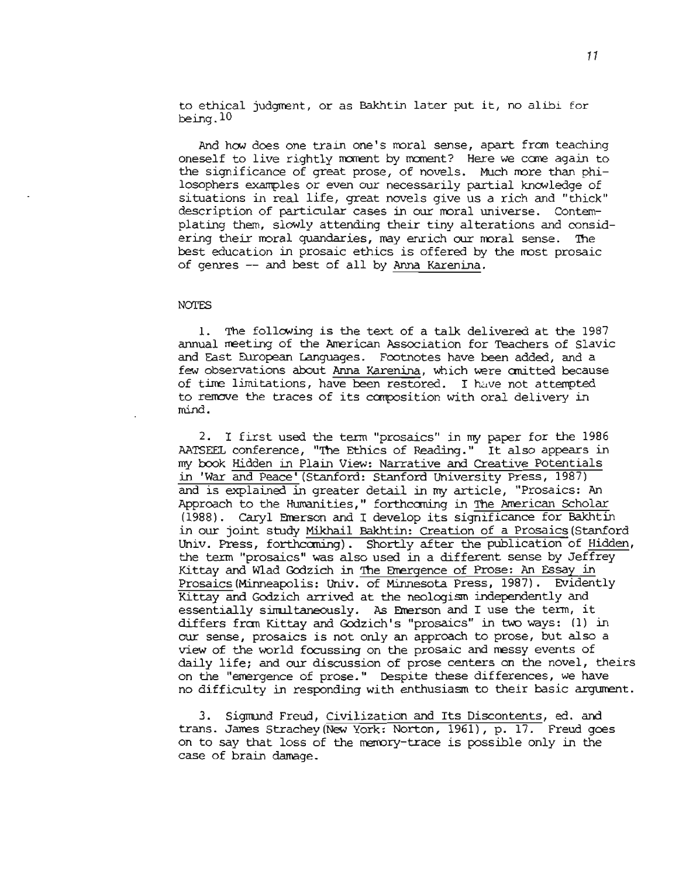to ethical judgment, or as Bakhtin later put it, no alibi for being.[10]

And how does one train one's moral sense, apart from teaching oneself to live rightly moment by moment? Here we come again to the significance of great prose, of novels. Much more than philosophers examples or even our necessarily partial knowledge of situations in real life, great novels give us a rich and "thick" description of particular cases in our moral universe. Contemplating them, slowly attending their tiny alterations and considering their moral quandaries, may enrich our moral sense. The best education in prosaic ethics is offered by the most prosaic of genres -- and best of all by Anna Karenina.

NOTES

1. The following is the text of a talk delivered at the 1987 annual meeting of the American Association for Teachers of Slavic and East European Languages. Footnotes have been added, and a few observations about Anna Karenina, which were omitted because of time limitations, have been restored. I have not attempted to remove the traces of its composition with oral delivery in mind.

2. I first used the term "prosaics" in my paper for the 1986 AATSEEL conference, "The Ethics of Reading." It also appears in my book Hidden in Plain View: Narrative and Creative Potentials in 'War and Peace' (Stanford: Stanford University Press, 1987) and is explained in greater detail in my article, "Prosaics: An Approach to the Humanities," forthcoming in The American Scholar (1988). Caryl Emerson and I develop its significance for Bakhtin in our joint study Mikhail Bakhtin: Creation of a Prosaics (Stanford Univ. Press, forthcoming). Shortly after the publication of Hidden, the term "prosaics" was also used in a different sense by Jeffrey Kittay and Wlad Godzich in The Emergence of Prose: An Essay in Prosaics (Minneapolis: Univ. of Minnesota Press, 1987). Evidently Kittay and Godzich arrived at the neologism independently and essentially simultaneously. As Emerson and I use the term, it differs from Kittay and Godzich's "prosaics" in two ways: (1) in our sense, prosaics is not only an approach to prose, but also a view of the world focussing on the prosaic and messy events of daily life; and our discussion of prose centers on the novel, theirs on the "emergence of prose." Despite these differences, we have no difficulty in responding with enthusiasm to their basic argument.

3. Sigmund Freud, Civilization and Its Discontents, ed. and trans. James Strachey (New York: Norton, 1961), p. 17. Freud goes on to say that loss of the memory-trace is possible only in the case of brain damage.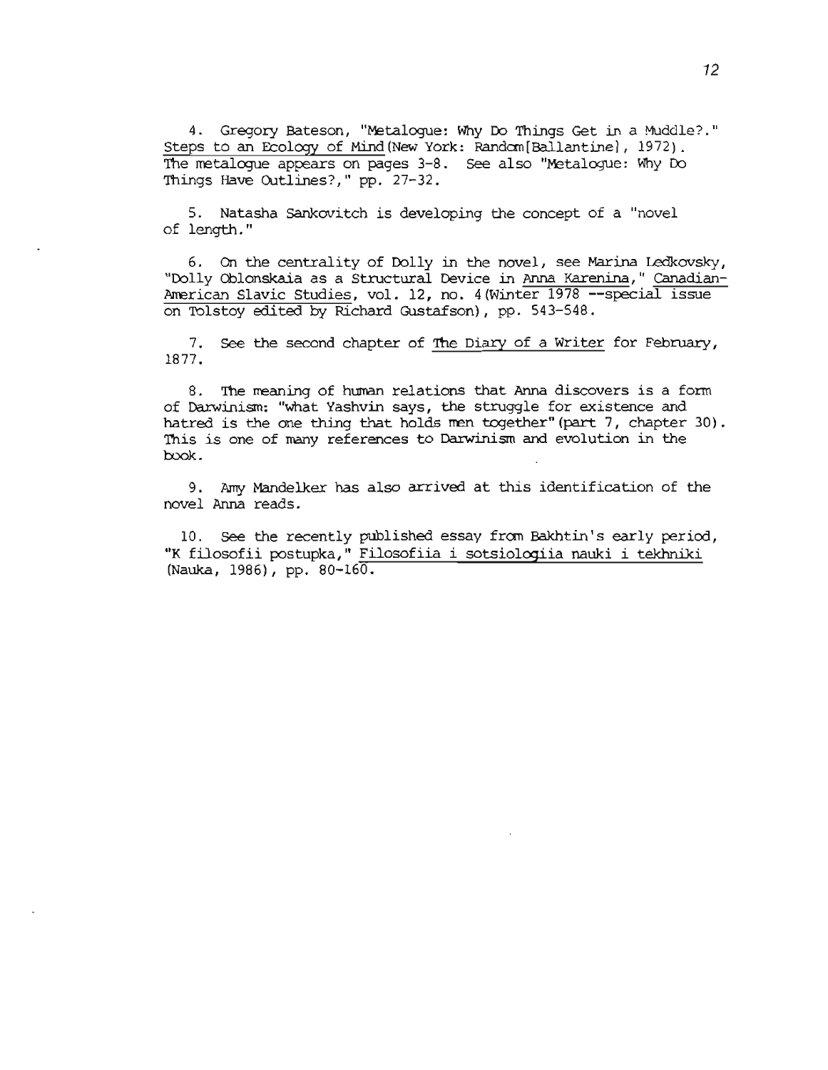4. Gregory Bateson, "Metalogue: Why Do Things Get in a Muddle?." Steps to an Ecology of Mind (New York: Random[Ballantine], 1972). The metalogue appears on pages 3-8. See also "Metalogue: Why Do Things Have Outlines?," pp. 27-32.

5. Natasha Sankovitch is developing the concept of a "novel of length."

6. On the centrality of Dolly in the novel, see Marina Ledkovsky, "Dolly Oblonskaia as a Structural Device in Anna Karenina," Canadian-American Slavic Studies, vol. 12, no. 4 (Winter 1978 --special issue on Tolstoy edited by Richard Gustafson), pp. 543-548.

7. See the second chapter of The Diary of a Writer for February, 1877.

8. The meaning of human relations that Anna discovers is a form of Darwinism: "what Yashvin says, the struggle for existence and hatred is the one thing that holds men together" (part 7, chapter 30). This is one of many references to Darwinism and evolution in the book.

9. Amy Mandelker has also arrived at this identification of the novel Anna reads.

10. See the recently published essay from Bakhtin's early period, "K filosofii postupka," Filosofiia i sotsiologiia nauki i tekhniki (Nauka, 1986), pp. 80-160.